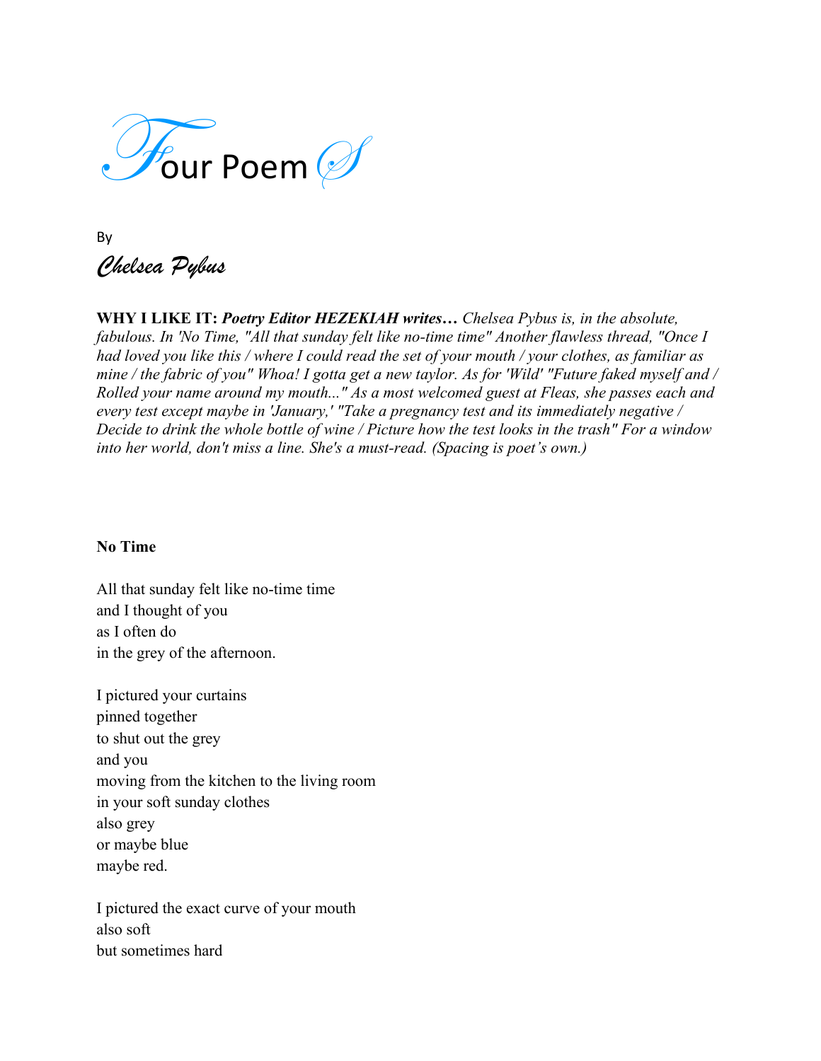# Four Poems

By

*Chelsea Pybus*

**WHY I LIKE IT:** ***Poetry Editor HEZEKIAH writes…*** *Chelsea Pybus is, in the absolute, fabulous. In 'No Time, "All that sunday felt like no-time time" Another flawless thread, "Once I had loved you like this / where I could read the set of your mouth / your clothes, as familiar as mine / the fabric of you" Whoa! I gotta get a new taylor. As for 'Wild' "Future faked myself and / Rolled your name around my mouth..." As a most welcomed guest at Fleas, she passes each and every test except maybe in 'January,' "Take a pregnancy test and its immediately negative / Decide to drink the whole bottle of wine / Picture how the test looks in the trash" For a window into her world, don't miss a line. She's a must-read. (Spacing is poet's own.)*

**No Time**

All that sunday felt like no-time time  
and I thought of you  
as I often do  
in the grey of the afternoon.

I pictured your curtains  
pinned together  
to shut out the grey  
and you  
moving from the kitchen to the living room  
in your soft sunday clothes  
also grey  
or maybe blue  
maybe red.

I pictured the exact curve of your mouth  
also soft  
but sometimes hard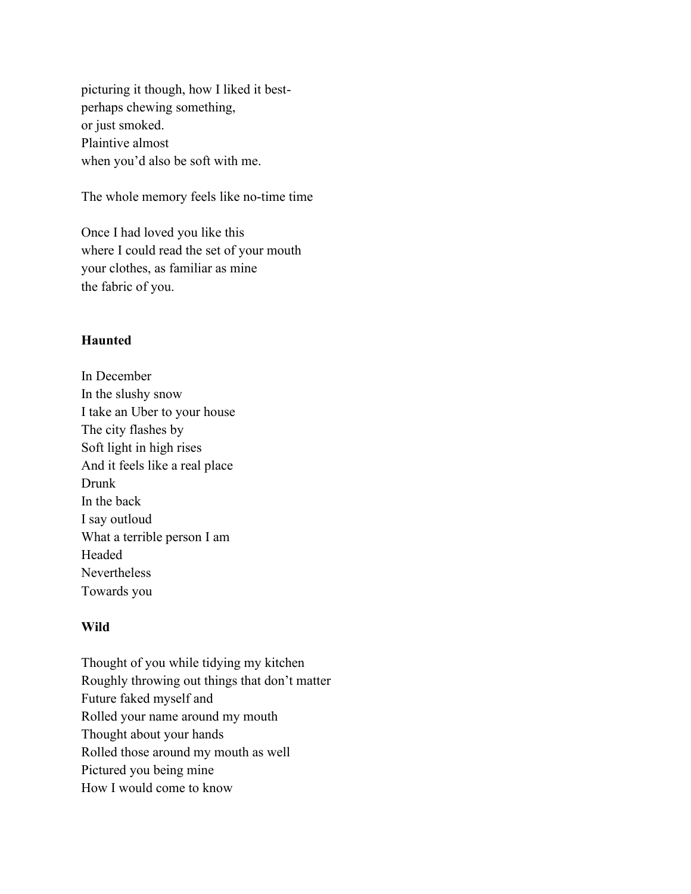picturing it though, how I liked it best-  
perhaps chewing something,  
or just smoked.  
Plaintive almost  
when you'd also be soft with me.

The whole memory feels like no-time time

Once I had loved you like this  
where I could read the set of your mouth  
your clothes, as familiar as mine  
the fabric of you.

**Haunted**

In December  
In the slushy snow  
I take an Uber to your house  
The city flashes by  
Soft light in high rises  
And it feels like a real place  
Drunk  
In the back  
I say outloud  
What a terrible person I am  
Headed  
Nevertheless  
Towards you

**Wild**

Thought of you while tidying my kitchen  
Roughly throwing out things that don't matter  
Future faked myself and  
Rolled your name around my mouth  
Thought about your hands  
Rolled those around my mouth as well  
Pictured you being mine  
How I would come to know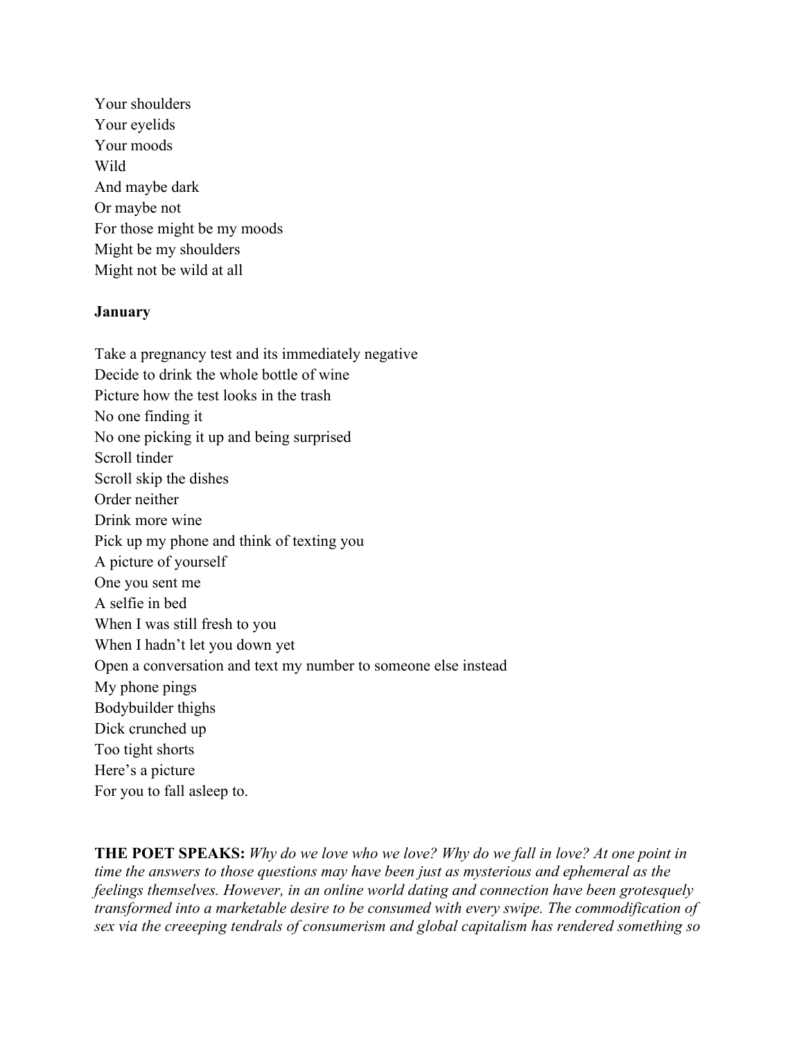Your shoulders
Your eyelids
Your moods
Wild
And maybe dark
Or maybe not
For those might be my moods
Might be my shoulders
Might not be wild at all

**January**

Take a pregnancy test and its immediately negative
Decide to drink the whole bottle of wine
Picture how the test looks in the trash
No one finding it
No one picking it up and being surprised
Scroll tinder
Scroll skip the dishes
Order neither
Drink more wine
Pick up my phone and think of texting you
A picture of yourself
One you sent me
A selfie in bed
When I was still fresh to you
When I hadn't let you down yet
Open a conversation and text my number to someone else instead
My phone pings
Bodybuilder thighs
Dick crunched up
Too tight shorts
Here's a picture
For you to fall asleep to.

**THE POET SPEAKS:** *Why do we love who we love? Why do we fall in love? At one point in time the answers to those questions may have been just as mysterious and ephemeral as the feelings themselves. However, in an online world dating and connection have been grotesquely transformed into a marketable desire to be consumed with every swipe. The commodification of sex via the creeeping tendrals of consumerism and global capitalism has rendered something so*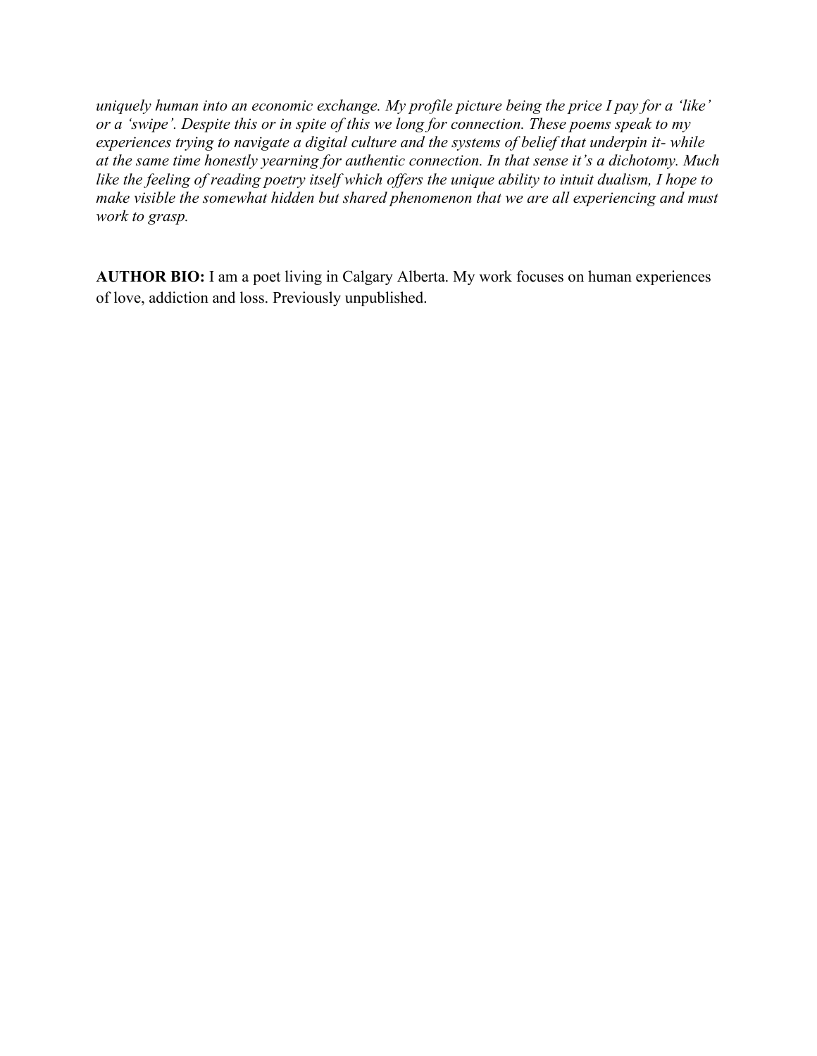*uniquely human into an economic exchange. My profile picture being the price I pay for a 'like' or a 'swipe'. Despite this or in spite of this we long for connection. These poems speak to my experiences trying to navigate a digital culture and the systems of belief that underpin it- while at the same time honestly yearning for authentic connection. In that sense it's a dichotomy. Much like the feeling of reading poetry itself which offers the unique ability to intuit dualism, I hope to make visible the somewhat hidden but shared phenomenon that we are all experiencing and must work to grasp.*

**AUTHOR BIO:** I am a poet living in Calgary Alberta. My work focuses on human experiences of love, addiction and loss. Previously unpublished.